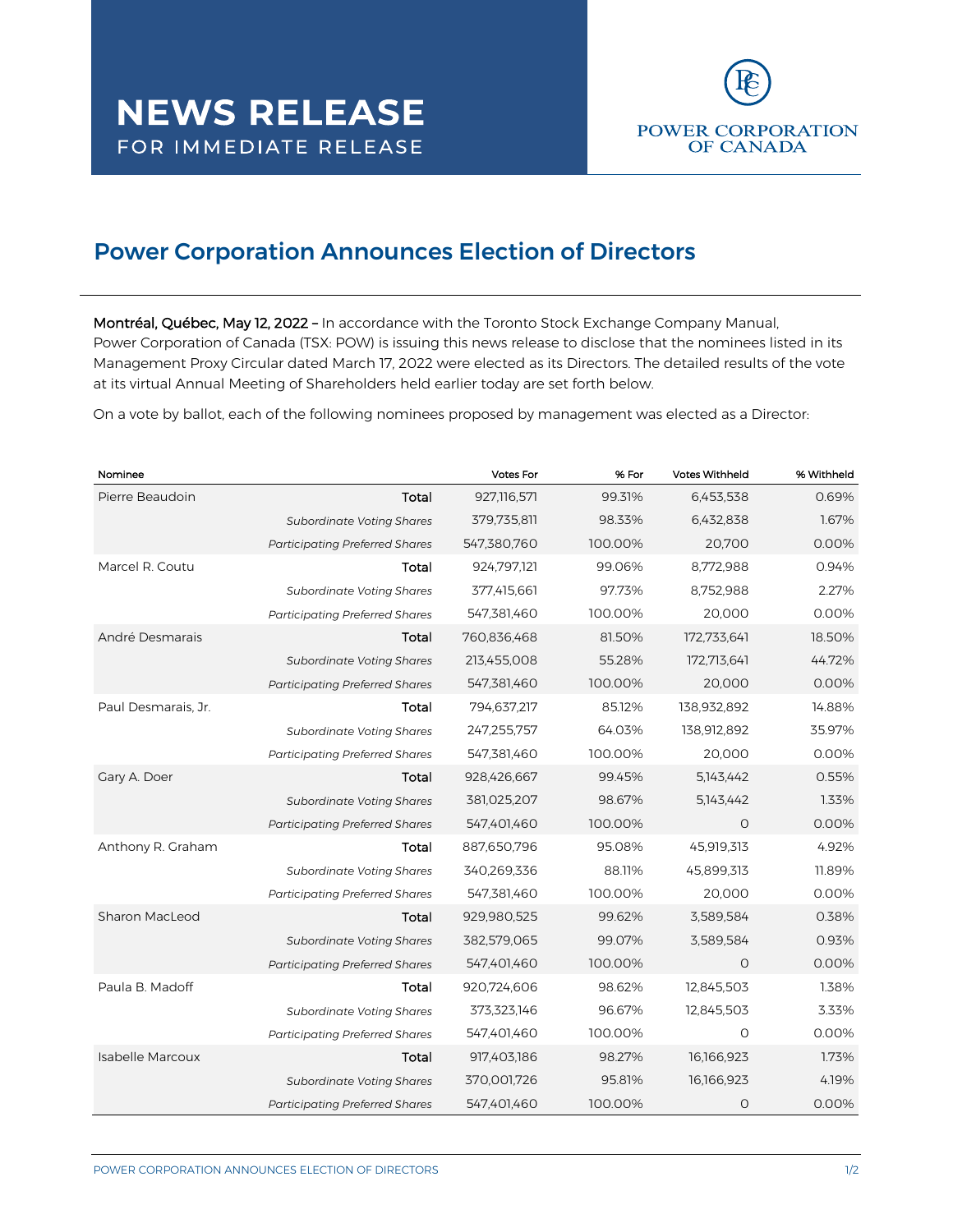# NEWS RELEASE

FOR IMMEDIATE RELEASE

POWER CORPORATION OF CANADA

## Power Corporation Announces Election of Directors

**Montréal, Québec, May 12, 2022 –** In accordance with the Toronto Stock Exchange Company Manual, Power Corporation of Canada (TSX: POW) is issuing this news release to disclose that the nominees listed in its Management Proxy Circular dated March 17, 2022 were elected as its Directors. The detailed results of the vote at its virtual Annual Meeting of Shareholders held earlier today are set forth below.

On a vote by ballot, each of the following nominees proposed by management was elected as a Director:

| Nominee | | Votes For | % For | Votes Withheld | % Withheld |
|---|---|---|---|---|---|
| Pierre Beaudoin | Total | 927,116,571 | 99.31% | 6,453,538 | 0.69% |
| | *Subordinate Voting Shares* | 379,735,811 | 98.33% | 6,432,838 | 1.67% |
| | *Participating Preferred Shares* | 547,380,760 | 100.00% | 20,700 | 0.00% |
| Marcel R. Coutu | Total | 924,797,121 | 99.06% | 8,772,988 | 0.94% |
| | *Subordinate Voting Shares* | 377,415,661 | 97.73% | 8,752,988 | 2.27% |
| | *Participating Preferred Shares* | 547,381,460 | 100.00% | 20,000 | 0.00% |
| André Desmarais | Total | 760,836,468 | 81.50% | 172,733,641 | 18.50% |
| | *Subordinate Voting Shares* | 213,455,008 | 55.28% | 172,713,641 | 44.72% |
| | *Participating Preferred Shares* | 547,381,460 | 100.00% | 20,000 | 0.00% |
| Paul Desmarais, Jr. | Total | 794,637,217 | 85.12% | 138,932,892 | 14.88% |
| | *Subordinate Voting Shares* | 247,255,757 | 64.03% | 138,912,892 | 35.97% |
| | *Participating Preferred Shares* | 547,381,460 | 100.00% | 20,000 | 0.00% |
| Gary A. Doer | Total | 928,426,667 | 99.45% | 5,143,442 | 0.55% |
| | *Subordinate Voting Shares* | 381,025,207 | 98.67% | 5,143,442 | 1.33% |
| | *Participating Preferred Shares* | 547,401,460 | 100.00% | 0 | 0.00% |
| Anthony R. Graham | Total | 887,650,796 | 95.08% | 45,919,313 | 4.92% |
| | *Subordinate Voting Shares* | 340,269,336 | 88.11% | 45,899,313 | 11.89% |
| | *Participating Preferred Shares* | 547,381,460 | 100.00% | 20,000 | 0.00% |
| Sharon MacLeod | Total | 929,980,525 | 99.62% | 3,589,584 | 0.38% |
| | *Subordinate Voting Shares* | 382,579,065 | 99.07% | 3,589,584 | 0.93% |
| | *Participating Preferred Shares* | 547,401,460 | 100.00% | 0 | 0.00% |
| Paula B. Madoff | Total | 920,724,606 | 98.62% | 12,845,503 | 1.38% |
| | *Subordinate Voting Shares* | 373,323,146 | 96.67% | 12,845,503 | 3.33% |
| | *Participating Preferred Shares* | 547,401,460 | 100.00% | 0 | 0.00% |
| Isabelle Marcoux | Total | 917,403,186 | 98.27% | 16,166,923 | 1.73% |
| | *Subordinate Voting Shares* | 370,001,726 | 95.81% | 16,166,923 | 4.19% |
| | *Participating Preferred Shares* | 547,401,460 | 100.00% | 0 | 0.00% |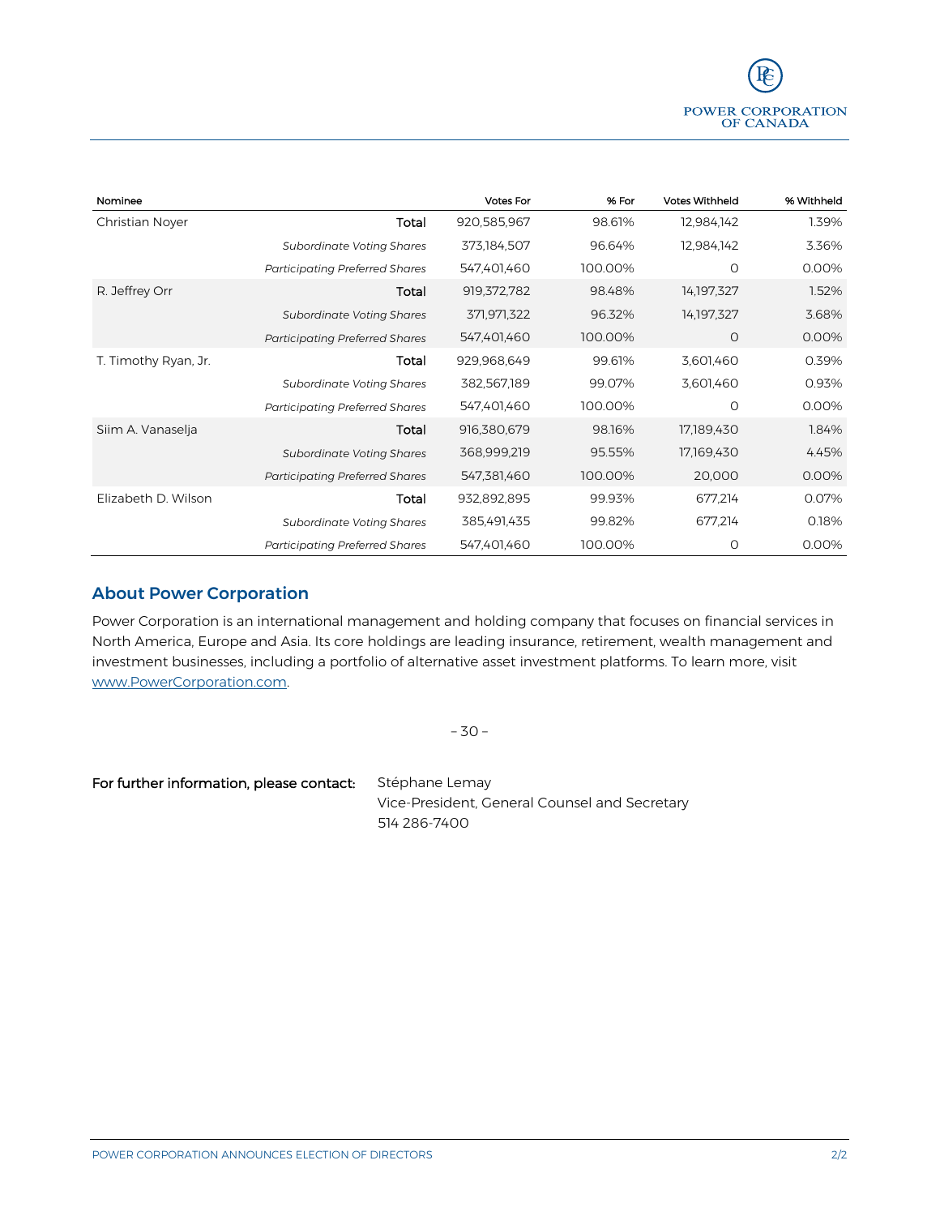| Nominee | | Votes For | % For | Votes Withheld | % Withheld |
|---|---|---|---|---|---|
| Christian Noyer | Total | 920,585,967 | 98.61% | 12,984,142 | 1.39% |
| | *Subordinate Voting Shares* | 373,184,507 | 96.64% | 12,984,142 | 3.36% |
| | *Participating Preferred Shares* | 547,401,460 | 100.00% | 0 | 0.00% |
| R. Jeffrey Orr | Total | 919,372,782 | 98.48% | 14,197,327 | 1.52% |
| | *Subordinate Voting Shares* | 371,971,322 | 96.32% | 14,197,327 | 3.68% |
| | *Participating Preferred Shares* | 547,401,460 | 100.00% | 0 | 0.00% |
| T. Timothy Ryan, Jr. | Total | 929,968,649 | 99.61% | 3,601,460 | 0.39% |
| | *Subordinate Voting Shares* | 382,567,189 | 99.07% | 3,601,460 | 0.93% |
| | *Participating Preferred Shares* | 547,401,460 | 100.00% | 0 | 0.00% |
| Siim A. Vanaselja | Total | 916,380,679 | 98.16% | 17,189,430 | 1.84% |
| | *Subordinate Voting Shares* | 368,999,219 | 95.55% | 17,169,430 | 4.45% |
| | *Participating Preferred Shares* | 547,381,460 | 100.00% | 20,000 | 0.00% |
| Elizabeth D. Wilson | Total | 932,892,895 | 99.93% | 677,214 | 0.07% |
| | *Subordinate Voting Shares* | 385,491,435 | 99.82% | 677,214 | 0.18% |
| | *Participating Preferred Shares* | 547,401,460 | 100.00% | 0 | 0.00% |

## About Power Corporation

Power Corporation is an international management and holding company that focuses on financial services in North America, Europe and Asia. Its core holdings are leading insurance, retirement, wealth management and investment businesses, including a portfolio of alternative asset investment platforms. To learn more, visit www.PowerCorporation.com.

– 30 –

**For further information, please contact:** Stéphane Lemay
Vice-President, General Counsel and Secretary
514 286-7400